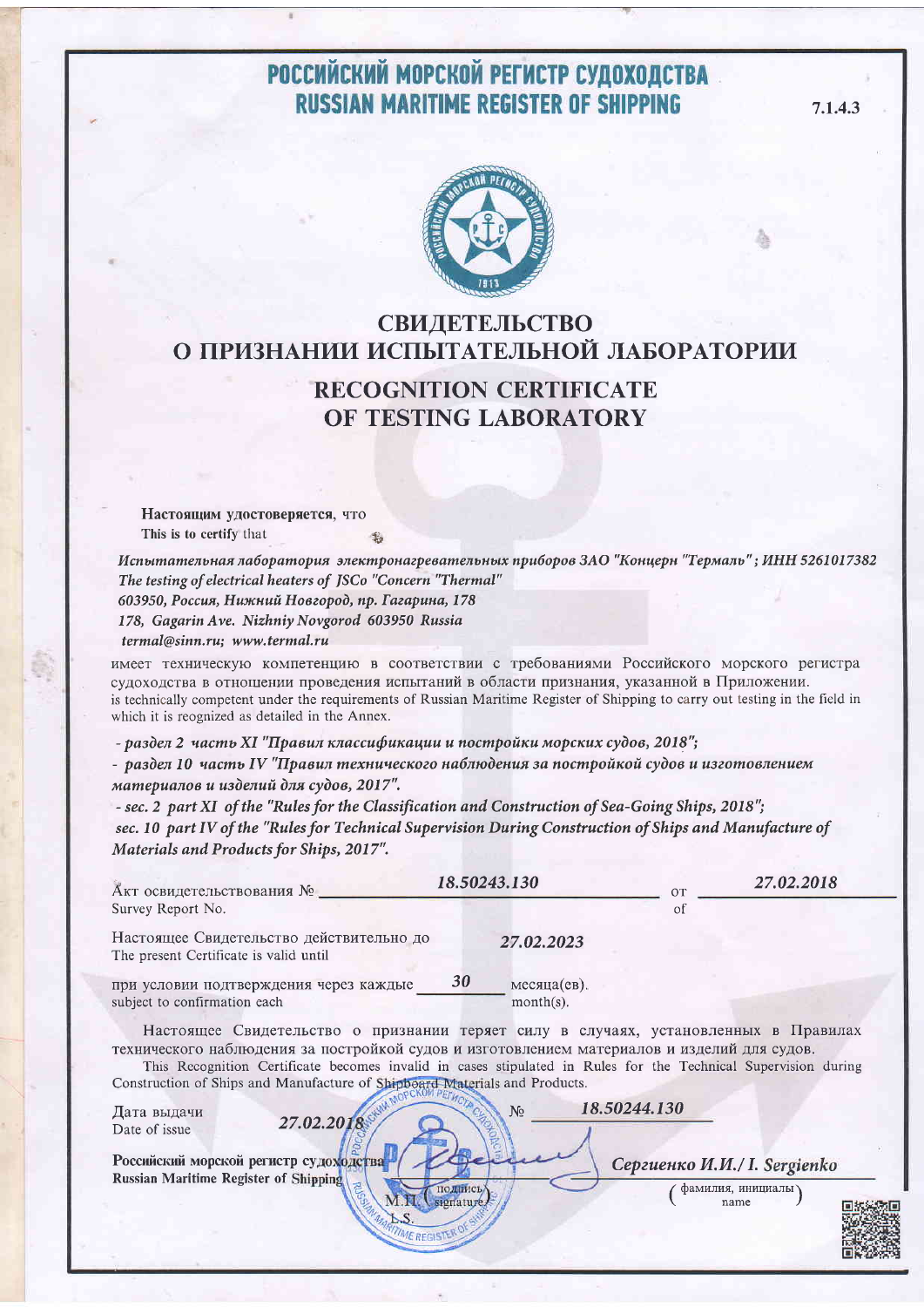# РОССИЙСКИЙ МОРСКОЙ РЕГИСТР СУДОХОДСТВА
# RUSSIAN MARITIME REGISTER OF SHIPPING

7.1.4.3

## СВИДЕТЕЛЬСТВО О ПРИЗНАНИИ ИСПЫТАТЕЛЬНОЙ ЛАБОРАТОРИИ

## RECOGNITION CERTIFICATE OF TESTING LABORATORY

**Настоящим удостоверяется**, что
This is to certify that

*Испытательная лаборатория электронагревательных приборов ЗАО "Концерн "Термаль"; ИНН 5261017382*
*The testing of electrical heaters of JSCo "Concern "Thermal"*
*603950, Россия, Нижний Новгород, пр. Гагарина, 178*
*178, Gagarin Ave. Nizhniy Novgorod 603950 Russia*
*termal@sinn.ru; www.termal.ru*

имеет техническую компетенцию в соответствии с требованиями Российского морского регистра судоходства в отношении проведения испытаний в области признания, указанной в Приложении.
is technically competent under the requirements of Russian Maritime Register of Shipping to carry out testing in the field in which it is recognized as detailed in the Annex.

*- раздел 2 часть XI "Правил классификации и постройки морских судов, 2018";*
*- раздел 10 часть IV "Правил технического наблюдения за постройкой судов и изготовлением материалов и изделий для судов, 2017".*
*- sec. 2 part XI of the "Rules for the Classification and Construction of Sea-Going Ships, 2018";*
*sec. 10 part IV of the "Rules for Technical Supervision During Construction of Ships and Manufacture of Materials and Products for Ships, 2017".*

Акт освидетельствования № *18.50243.130* от *27.02.2018*
Survey Report No. of

Настоящее Свидетельство действительно до *27.02.2023*
The present Certificate is valid until

при условии подтверждения через каждые *30* месяца(ев).
subject to confirmation each month(s).

Настоящее Свидетельство о признании теряет силу в случаях, установленных в Правилах технического наблюдения за постройкой судов и изготовлением материалов и изделий для судов.
This Recognition Certificate becomes invalid in cases stipulated in Rules for the Technical Supervision during Construction of Ships and Manufacture of Shipboard Materials and Products.

Дата выдачи *27.02.2018* № *18.50244.130*
Date of issue

**Российский морской регистр судоходства**
**Russian Maritime Register of Shipping**

М.П.
L.S.

подпись / signature

*Сергиенко И.И. / I. Sergienko*
(фамилия, инициалы / name)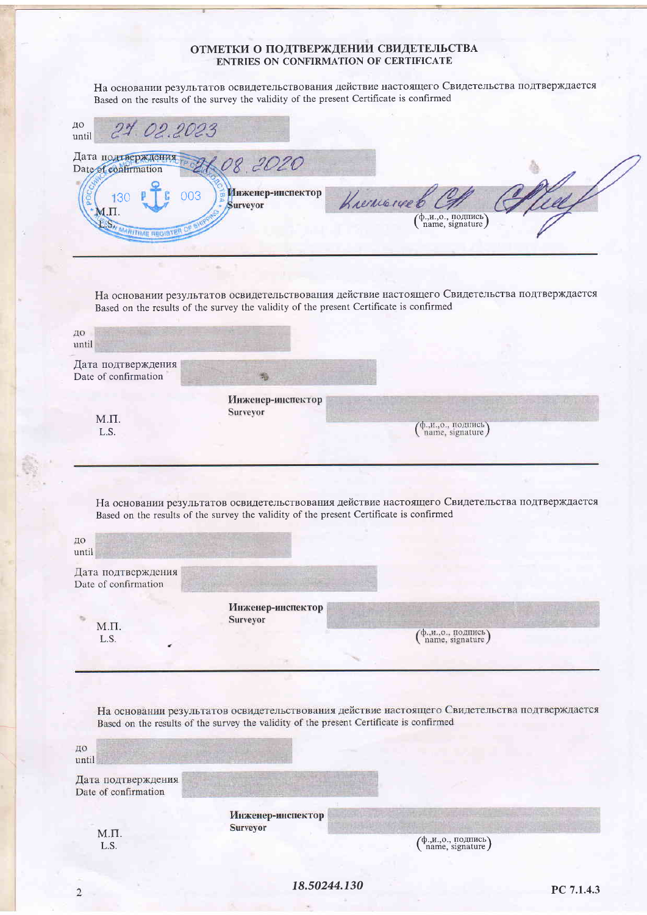# ОТМЕТКИ О ПОДТВЕРЖДЕНИИ СВИДЕТЕЛЬСТВА
## ENTRIES ON CONFIRMATION OF CERTIFICATE

На основании результатов освидетельствования действие настоящего Свидетельства подтверждается
Based on the results of the survey the validity of the present Certificate is confirmed

до
until 27.02.2023

Дата подтверждения
Date of confirmation 21.08.2020

М.П.
L.S.

Инженер-инспектор
Surveyor Климачев С.А.

(ф.,и.,о., подпись)
(name, signature)

---

На основании результатов освидетельствования действие настоящего Свидетельства подтверждается
Based on the results of the survey the validity of the present Certificate is confirmed

до
until

Дата подтверждения
Date of confirmation

М.П.
L.S.

Инженер-инспектор
Surveyor

(ф.,и.,о., подпись)
(name, signature)

---

На основании результатов освидетельствования действие настоящего Свидетельства подтверждается
Based on the results of the survey the validity of the present Certificate is confirmed

до
until

Дата подтверждения
Date of confirmation

М.П.
L.S.

Инженер-инспектор
Surveyor

(ф.,и.,о., подпись)
(name, signature)

---

На основании результатов освидетельствования действие настоящего Свидетельства подтверждается
Based on the results of the survey the validity of the present Certificate is confirmed

до
until

Дата подтверждения
Date of confirmation

М.П.
L.S.

Инженер-инспектор
Surveyor

(ф.,и.,о., подпись)
(name, signature)

*18.50244.130*

РС 7.1.4.3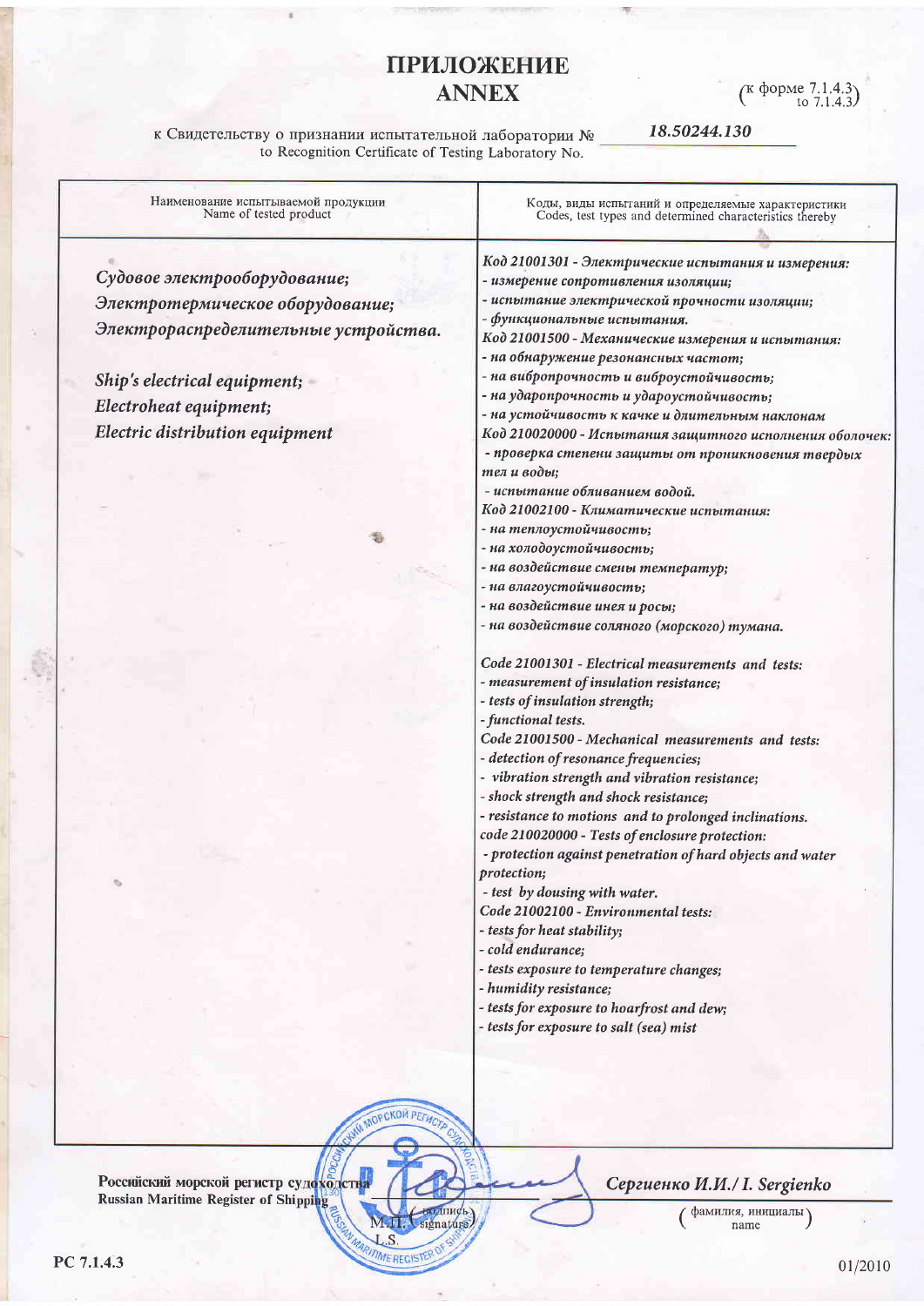# ПРИЛОЖЕНИЕ
# ANNEX

(к форме 7.1.4.3 / to 7.1.4.3)

к Свидетельству о признании испытательной лаборатории № **18.50244.130**
to Recognition Certificate of Testing Laboratory No.

| Наименование испытываемой продукции<br>Name of tested product | Коды, виды испытаний и определяемые характеристики<br>Codes, test types and determined characteristics thereby |
|---|---|
| *Судовое электрооборудование;*<br>*Электротермическое оборудование;*<br>*Электрораспределительные устройства.*<br><br>*Ship's electrical equipment;*<br>*Electroheat equipment;*<br>*Electric distribution equipment* | *Код 21001301 - Электрические испытания и измерения:*<br>*- измерение сопротивления изоляции;*<br>*- испытание электрической прочности изоляции;*<br>*- функциональные испытания.*<br>*Код 21001500 - Механические измерения и испытания:*<br>*- на обнаружение резонансных частот;*<br>*- на вибропрочность и виброустойчивость;*<br>*- на ударопрочность и удароустойчивость;*<br>*- на устойчивость к качке и длительным наклонам*<br>*Код 210020000 - Испытания защитного исполнения оболочек:*<br>*- проверка степени защиты от проникновения твердых тел и воды;*<br>*- испытание обливанием водой.*<br>*Код 21002100 - Климатические испытания:*<br>*- на теплоустойчивость;*<br>*- на холодоустойчивость;*<br>*- на воздействие смены температур;*<br>*- на влагоустойчивость;*<br>*- на воздействие инея и росы;*<br>*- на воздействие соляного (морского) тумана.*<br><br>*Code 21001301 - Electrical measurements and tests:*<br>*- measurement of insulation resistance;*<br>*- tests of insulation strength;*<br>*- functional tests.*<br>*Code 21001500 - Mechanical measurements and tests:*<br>*- detection of resonance frequencies;*<br>*- vibration strength and vibration resistance;*<br>*- shock strength and shock resistance;*<br>*- resistance to motions and to prolonged inclinations.*<br>*code 210020000 - Tests of enclosure protection:*<br>*- protection against penetration of hard objects and water protection;*<br>*- test by dousing with water.*<br>*Code 21002100 - Environmental tests:*<br>*- tests for heat stability;*<br>*- cold endurance;*<br>*- tests exposure to temperature changes;*<br>*- humidity resistance;*<br>*- tests for exposure to hoarfrost and dew;*<br>*- tests for exposure to salt (sea) mist* |

**Российский морской регистр судоходства**
**Russian Maritime Register of Shipping**

М.П. / L.S. подпись / signature

*Сергиенко И.И. / I. Sergienko*
(фамилия, инициалы / name)

РС 7.1.4.3

01/2010